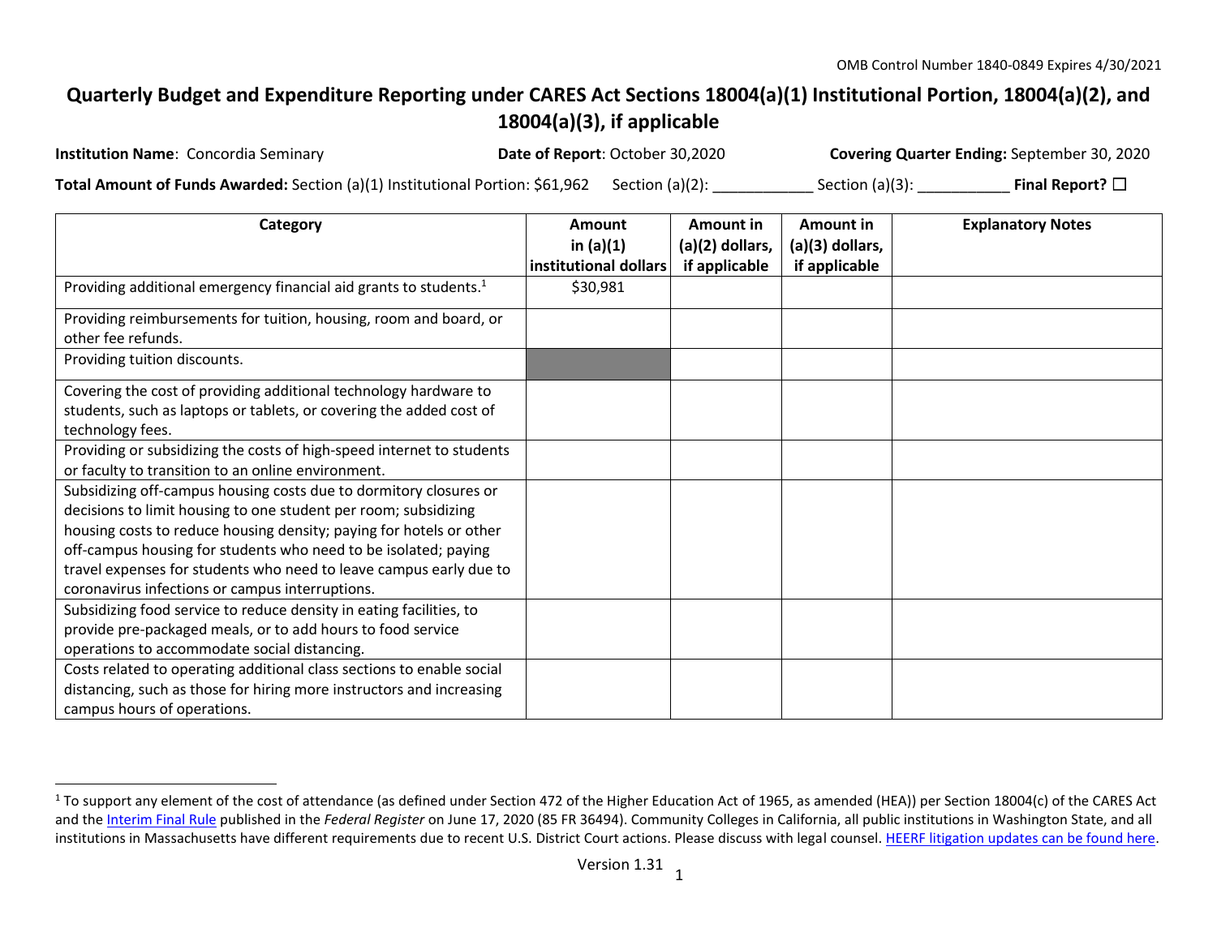OMB Control Number 1840-0849 Expires 4/30/2021

# Quarterly Budget and Expenditure Reporting under CARES Act Sections 18004(a)(1) Institutional Portion, 18004(a)(2), and 18004(a)(3), if applicable

**Institution Name**: Concordia Seminary **Date of Report**: October 30,2020 **Covering Quarter Ending:** September 30, 2020

**Total Amount of Funds Awarded:** Section (a)(1) Institutional Portion: $61,962 Section (a)(2): ____________ Section (a)(3): ___________ **Final Report?** ☐

| Category | Amount in (a)(1) institutional dollars | Amount in (a)(2) dollars, if applicable | Amount in (a)(3) dollars, if applicable | Explanatory Notes |
|---|---|---|---|---|
| Providing additional emergency financial aid grants to students.[1] | $30,981 | | | |
| Providing reimbursements for tuition, housing, room and board, or other fee refunds. | | | | |
| Providing tuition discounts. | | | | |
| Covering the cost of providing additional technology hardware to students, such as laptops or tablets, or covering the added cost of technology fees. | | | | |
| Providing or subsidizing the costs of high-speed internet to students or faculty to transition to an online environment. | | | | |
| Subsidizing off-campus housing costs due to dormitory closures or decisions to limit housing to one student per room; subsidizing housing costs to reduce housing density; paying for hotels or other off-campus housing for students who need to be isolated; paying travel expenses for students who need to leave campus early due to coronavirus infections or campus interruptions. | | | | |
| Subsidizing food service to reduce density in eating facilities, to provide pre-packaged meals, or to add hours to food service operations to accommodate social distancing. | | | | |
| Costs related to operating additional class sections to enable social distancing, such as those for hiring more instructors and increasing campus hours of operations. | | | | |

[1] To support any element of the cost of attendance (as defined under Section 472 of the Higher Education Act of 1965, as amended (HEA)) per Section 18004(c) of the CARES Act and the Interim Final Rule published in the *Federal Register* on June 17, 2020 (85 FR 36494). Community Colleges in California, all public institutions in Washington State, and all institutions in Massachusetts have different requirements due to recent U.S. District Court actions. Please discuss with legal counsel. HEERF litigation updates can be found here.

Version 1.31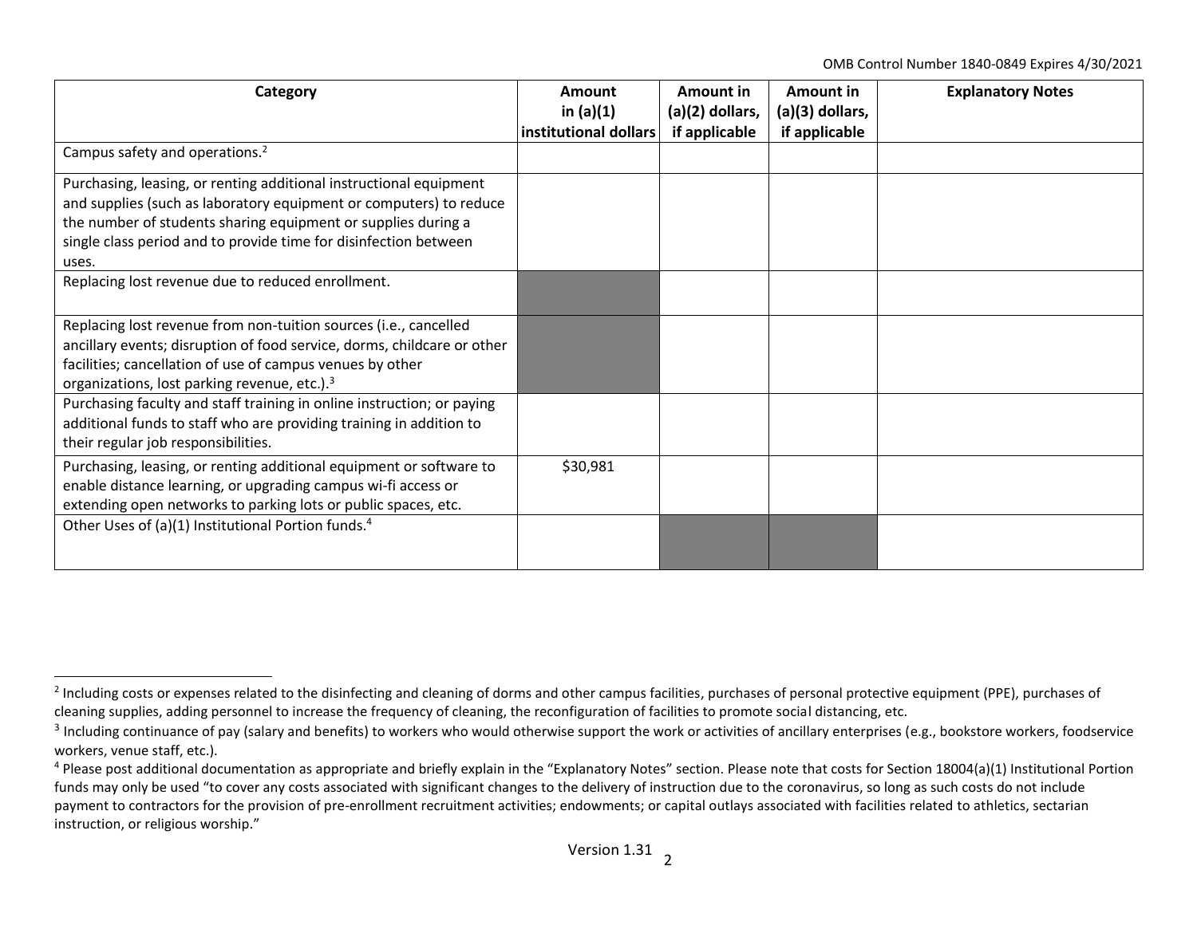| Category | Amount in (a)(1) institutional dollars | Amount in (a)(2) dollars, if applicable | Amount in (a)(3) dollars, if applicable | Explanatory Notes |
|---|---|---|---|---|
| Campus safety and operations.[2] | | | | |
| Purchasing, leasing, or renting additional instructional equipment and supplies (such as laboratory equipment or computers) to reduce the number of students sharing equipment or supplies during a single class period and to provide time for disinfection between uses. | | | | |
| Replacing lost revenue due to reduced enrollment. | | | | |
| Replacing lost revenue from non-tuition sources (i.e., cancelled ancillary events; disruption of food service, dorms, childcare or other facilities; cancellation of use of campus venues by other organizations, lost parking revenue, etc.).[3] | | | | |
| Purchasing faculty and staff training in online instruction; or paying additional funds to staff who are providing training in addition to their regular job responsibilities. | | | | |
| Purchasing, leasing, or renting additional equipment or software to enable distance learning, or upgrading campus wi-fi access or extending open networks to parking lots or public spaces, etc. | $30,981 | | | |
| Other Uses of (a)(1) Institutional Portion funds.[4] | | | | |

[2] Including costs or expenses related to the disinfecting and cleaning of dorms and other campus facilities, purchases of personal protective equipment (PPE), purchases of cleaning supplies, adding personnel to increase the frequency of cleaning, the reconfiguration of facilities to promote social distancing, etc.

[3] Including continuance of pay (salary and benefits) to workers who would otherwise support the work or activities of ancillary enterprises (e.g., bookstore workers, foodservice workers, venue staff, etc.).

[4] Please post additional documentation as appropriate and briefly explain in the "Explanatory Notes" section. Please note that costs for Section 18004(a)(1) Institutional Portion funds may only be used "to cover any costs associated with significant changes to the delivery of instruction due to the coronavirus, so long as such costs do not include payment to contractors for the provision of pre-enrollment recruitment activities; endowments; or capital outlays associated with facilities related to athletics, sectarian instruction, or religious worship."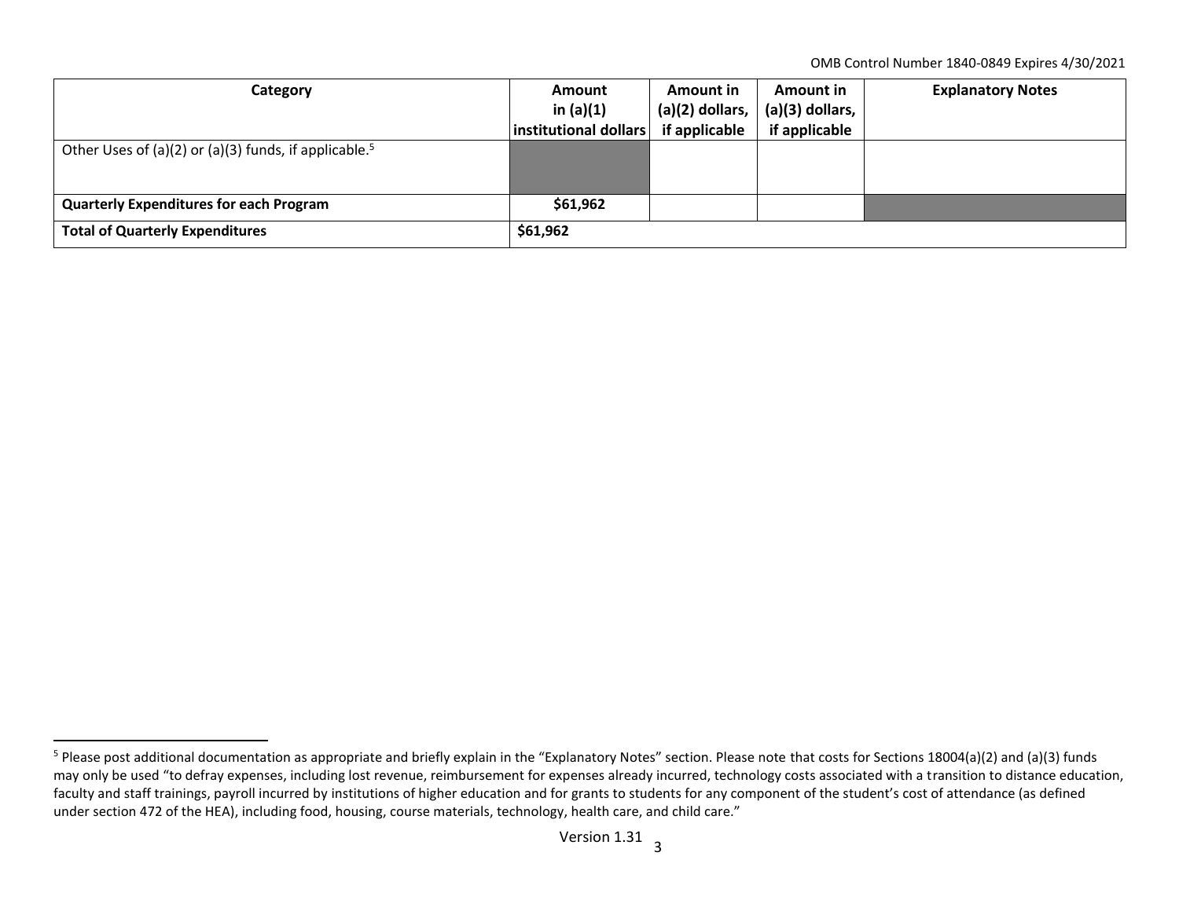| Category | Amount in (a)(1) institutional dollars | Amount in (a)(2) dollars, if applicable | Amount in (a)(3) dollars, if applicable | Explanatory Notes |
|---|---|---|---|---|
| Other Uses of (a)(2) or (a)(3) funds, if applicable.[5] | | | | |
| **Quarterly Expenditures for each Program** | **$61,962** | | | |
| **Total of Quarterly Expenditures** | **$61,962** | | | |

[5] Please post additional documentation as appropriate and briefly explain in the "Explanatory Notes" section. Please note that costs for Sections 18004(a)(2) and (a)(3) funds may only be used "to defray expenses, including lost revenue, reimbursement for expenses already incurred, technology costs associated with a transition to distance education, faculty and staff trainings, payroll incurred by institutions of higher education and for grants to students for any component of the student's cost of attendance (as defined under section 472 of the HEA), including food, housing, course materials, technology, health care, and child care."